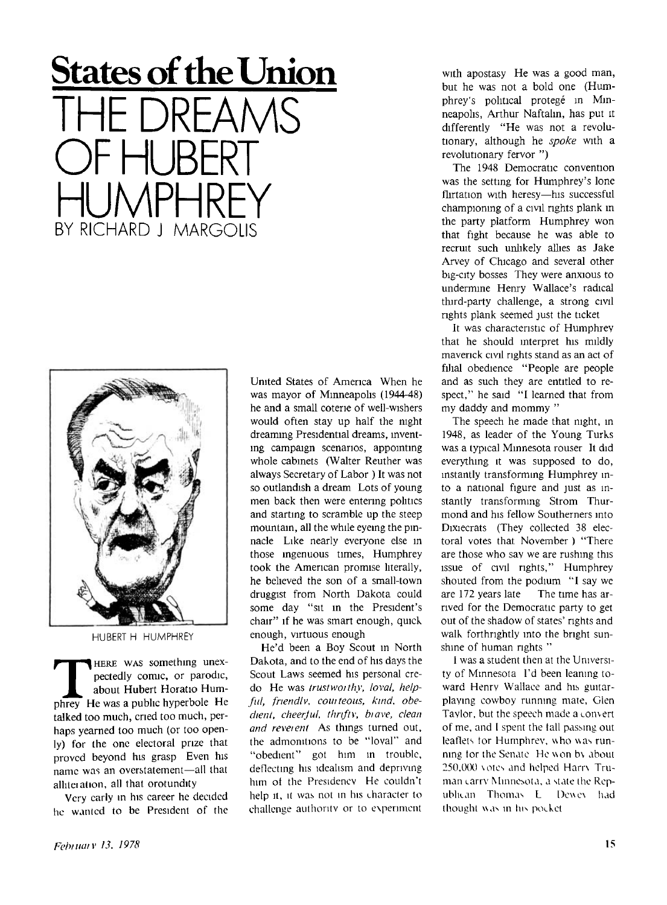# States of the Union

## THE DREAMS OF HUBERT HUMPHREY

BY RICHARD J MARGOLIS

HUBERT H HUMPHREY

THERE WAS something unexpectedly comic, or parodic, about Hubert Horatio Humphrey He was a public hyperbole He talked too much, cried too much, perhaps yearned too much (or too openly) for the one electoral prize that proved beyond his grasp Even his name was an overstatement—all that alliteration, all that orotundity

Very early in his career he decided he wanted to be President of the United States of America When he was mayor of Minneapolis (1944-48) he and a small coterie of well-wishers would often stay up half the night dreaming Presidential dreams, inventing campaign scenarios, appointing whole cabinets (Walter Reuther was always Secretary of Labor ) It was not so outlandish a dream Lots of young men back then were entering politics and starting to scramble up the steep mountain, all the while eyeing the pinnacle Like nearly everyone else in those ingenuous times, Humphrey took the American promise literally, he believed the son of a small-town druggist from North Dakota could some day "sit in the President's chair" if he was smart enough, quick enough, virtuous enough

He'd been a Boy Scout in North Dakota, and to the end of his days the Scout Laws seemed his personal credo He was *trustworthy, loyal, helpful, friendly, courteous, kind, obedient, cheerful, thrifty, brave, clean and reverent* As things turned out, the admonitions to be "loyal" and "obedient" got him in trouble, deflecting his idealism and depriving him of the Presidency He couldn't help it, it was not in his character to challenge authority or to experiment with apostasy He was a good man, but he was not a bold one (Humphrey's political protegé in Minneapolis, Arthur Naftalin, has put it differently "He was not a revolutionary, although he *spoke* with a revolutionary fervor ")

The 1948 Democratic convention was the setting for Humphrey's lone flirtation with heresy—his successful championing of a civil rights plank in the party platform Humphrey won that fight because he was able to recruit such unlikely allies as Jake Arvey of Chicago and several other big-city bosses They were anxious to undermine Henry Wallace's radical third-party challenge, a strong civil rights plank seemed just the ticket

It was characteristic of Humphrey that he should interpret his mildly maverick civil rights stand as an act of filial obedience "People are people and as such they are entitled to respect," he said "I learned that from my daddy and mommy "

The speech he made that night, in 1948, as leader of the Young Turks was a typical Minnesota rouser It did everything it was supposed to do, instantly transforming Humphrey into a national figure and just as instantly transforming Strom Thurmond and his fellow Southerners into Dixiecrats (They collected 38 electoral votes that November ) "There are those who say we are rushing this issue of civil rights," Humphrey shouted from the podium "I say we are 172 years late The time has arrived for the Democratic party to get out of the shadow of states' rights and walk forthrightly into the bright sunshine of human rights "

I was a student then at the University of Minnesota I'd been leaning toward Henry Wallace and his guitar-playing cowboy running mate, Glen Taylor, but the speech made a convert of me, and I spent the fall passing out leaflets for Humphrey, who was running for the Senate He won by about 250,000 votes and helped Harry Truman carry Minnesota, a state the Republican Thomas E Dewey had thought was in his pocket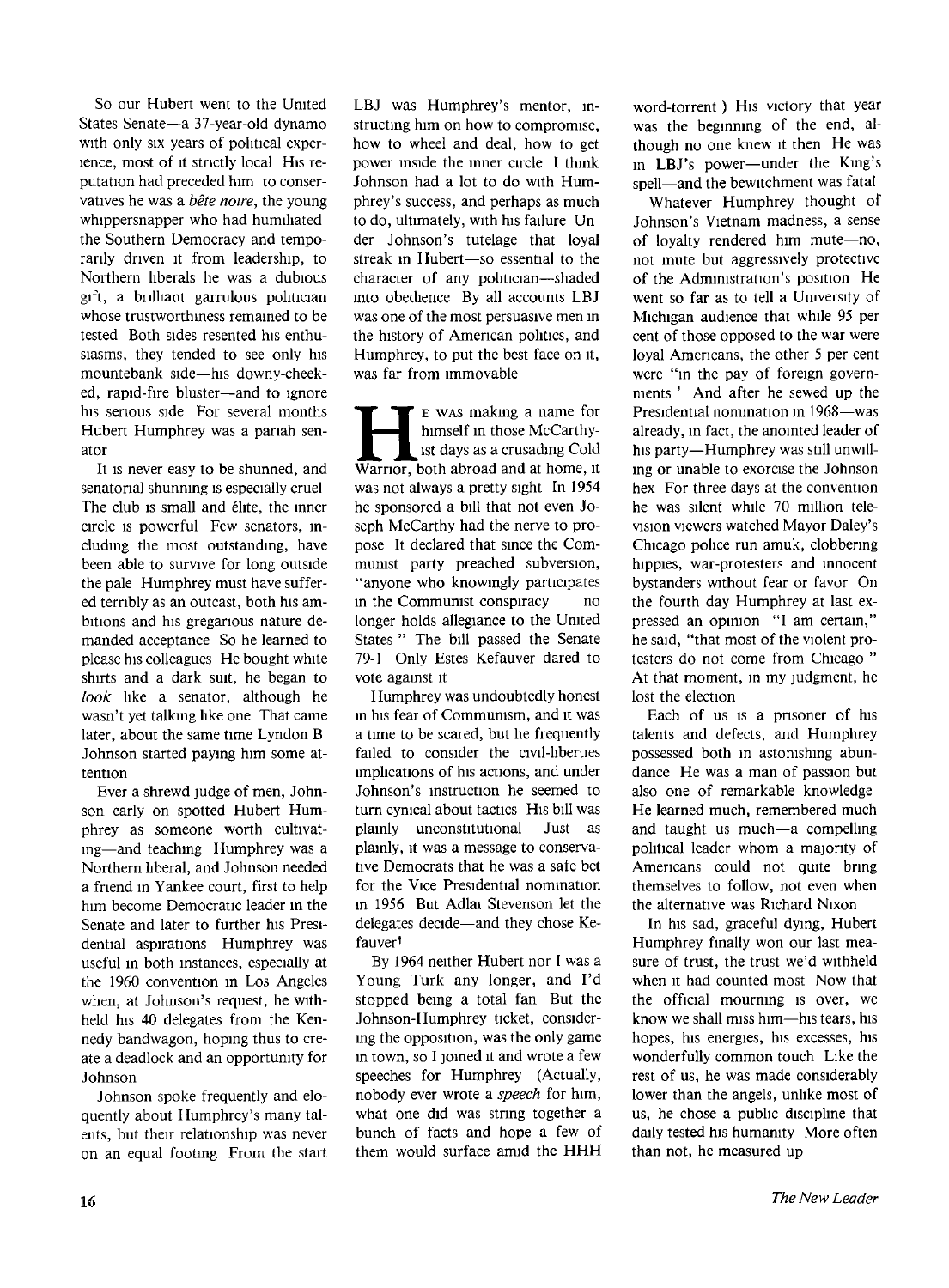So our Hubert went to the United States Senate—a 37-year-old dynamo with only six years of political experience, most of it strictly local His reputation had preceded him to conservatives he was a *bête noire*, the young whippersnapper who had humiliated the Southern Democracy and temporarily driven it from leadership, to Northern liberals he was a dubious gift, a brilliant garrulous politician whose trustworthiness remained to be tested Both sides resented his enthusiasms, they tended to see only his mountebank side—his downy-cheeked, rapid-fire bluster—and to ignore his serious side For several months Hubert Humphrey was a pariah senator

It is never easy to be shunned, and senatorial shunning is especially cruel The club is small and élite, the inner circle is powerful Few senators, including the most outstanding, have been able to survive for long outside the pale Humphrey must have suffered terribly as an outcast, both his ambitions and his gregarious nature demanded acceptance So he learned to please his colleagues He bought white shirts and a dark suit, he began to *look* like a senator, although he wasn't yet talking like one That came later, about the same time Lyndon B Johnson started paying him some attention

Ever a shrewd judge of men, Johnson early on spotted Hubert Humphrey as someone worth cultivating—and teaching Humphrey was a Northern liberal, and Johnson needed a friend in Yankee court, first to help him become Democratic leader in the Senate and later to further his Presidential aspirations Humphrey was useful in both instances, especially at the 1960 convention in Los Angeles when, at Johnson's request, he withheld his 40 delegates from the Kennedy bandwagon, hoping thus to create a deadlock and an opportunity for Johnson

Johnson spoke frequently and eloquently about Humphrey's many talents, but their relationship was never on an equal footing From the start LBJ was Humphrey's mentor, instructing him on how to compromise, how to wheel and deal, how to get power inside the inner circle I think Johnson had a lot to do with Humphrey's success, and perhaps as much to do, ultimately, with his failure Under Johnson's tutelage that loyal streak in Hubert—so essential to the character of any politician—shaded into obedience By all accounts LBJ was one of the most persuasive men in the history of American politics, and Humphrey, to put the best face on it, was far from immovable

He was making a name for himself in those McCarthyist days as a crusading Cold Warrior, both abroad and at home, it was not always a pretty sight In 1954 he sponsored a bill that not even Joseph McCarthy had the nerve to propose It declared that since the Communist party preached subversion, "anyone who knowingly participates in the Communist conspiracy no longer holds allegiance to the United States " The bill passed the Senate 79-1 Only Estes Kefauver dared to vote against it

Humphrey was undoubtedly honest in his fear of Communism, and it was a time to be scared, but he frequently failed to consider the civil-liberties implications of his actions, and under Johnson's instruction he seemed to turn cynical about tactics His bill was plainly unconstitutional Just as plainly, it was a message to conservative Democrats that he was a safe bet for the Vice Presidential nomination in 1956 But Adlai Stevenson let the delegates decide—and they chose Kefauver!

By 1964 neither Hubert nor I was a Young Turk any longer, and I'd stopped being a total fan But the Johnson-Humphrey ticket, considering the opposition, was the only game in town, so I joined it and wrote a few speeches for Humphrey (Actually, nobody ever wrote a *speech* for him, what one did was string together a bunch of facts and hope a few of them would surface amid the HHH word-torrent ) His victory that year was the beginning of the end, although no one knew it then He was in LBJ's power—under the King's spell—and the bewitchment was fatal

Whatever Humphrey thought of Johnson's Vietnam madness, a sense of loyalty rendered him mute—no, not mute but aggressively protective of the Administration's position He went so far as to tell a University of Michigan audience that while 95 per cent of those opposed to the war were loyal Americans, the other 5 per cent were "in the pay of foreign governments ' And after he sewed up the Presidential nomination in 1968—was already, in fact, the anointed leader of his party—Humphrey was still unwilling or unable to exorcise the Johnson hex For three days at the convention he was silent while 70 million television viewers watched Mayor Daley's Chicago police run amuk, clobbering hippies, war-protesters and innocent bystanders without fear or favor On the fourth day Humphrey at last expressed an opinion "I am certain," he said, "that most of the violent protesters do not come from Chicago " At that moment, in my judgment, he lost the election

Each of us is a prisoner of his talents and defects, and Humphrey possessed both in astonishing abundance He was a man of passion but also one of remarkable knowledge He learned much, remembered much and taught us much—a compelling political leader whom a majority of Americans could not quite bring themselves to follow, not even when the alternative was Richard Nixon

In his sad, graceful dying, Hubert Humphrey finally won our last measure of trust, the trust we'd withheld when it had counted most Now that the official mourning is over, we know we shall miss him—his tears, his hopes, his energies, his excesses, his wonderfully common touch Like the rest of us, he was made considerably lower than the angels, unlike most of us, he chose a public discipline that daily tested his humanity More often than not, he measured up